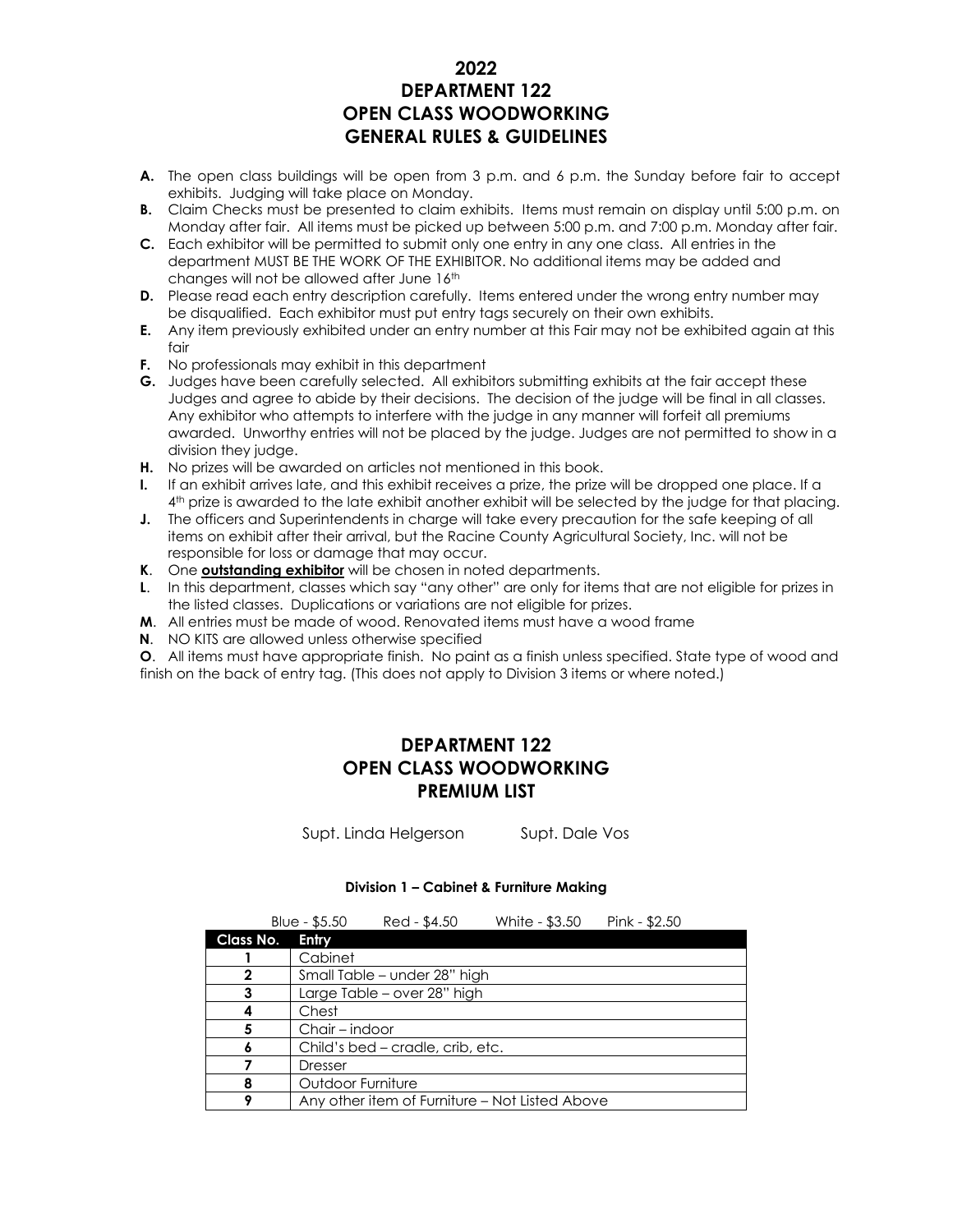# 2022
# DEPARTMENT 122
# OPEN CLASS WOODWORKING
# GENERAL RULES & GUIDELINES

**A.** The open class buildings will be open from 3 p.m. and 6 p.m. the Sunday before fair to accept exhibits. Judging will take place on Monday.

**B.** Claim Checks must be presented to claim exhibits. Items must remain on display until 5:00 p.m. on Monday after fair. All items must be picked up between 5:00 p.m. and 7:00 p.m. Monday after fair.

**C.** Each exhibitor will be permitted to submit only one entry in any one class. All entries in the department MUST BE THE WORK OF THE EXHIBITOR. No additional items may be added and changes will not be allowed after June 16th

**D.** Please read each entry description carefully. Items entered under the wrong entry number may be disqualified. Each exhibitor must put entry tags securely on their own exhibits.

**E.** Any item previously exhibited under an entry number at this Fair may not be exhibited again at this fair

**F.** No professionals may exhibit in this department

**G.** Judges have been carefully selected. All exhibitors submitting exhibits at the fair accept these Judges and agree to abide by their decisions. The decision of the judge will be final in all classes. Any exhibitor who attempts to interfere with the judge in any manner will forfeit all premiums awarded. Unworthy entries will not be placed by the judge. Judges are not permitted to show in a division they judge.

**H.** No prizes will be awarded on articles not mentioned in this book.

**I.** If an exhibit arrives late, and this exhibit receives a prize, the prize will be dropped one place. If a 4th prize is awarded to the late exhibit another exhibit will be selected by the judge for that placing.

**J.** The officers and Superintendents in charge will take every precaution for the safe keeping of all items on exhibit after their arrival, but the Racine County Agricultural Society, Inc. will not be responsible for loss or damage that may occur.

**K**. One **outstanding exhibitor** will be chosen in noted departments.

**L**. In this department, classes which say "any other" are only for items that are not eligible for prizes in the listed classes. Duplications or variations are not eligible for prizes.

**M**. All entries must be made of wood. Renovated items must have a wood frame

**N**. NO KITS are allowed unless otherwise specified

**O**. All items must have appropriate finish. No paint as a finish unless specified. State type of wood and finish on the back of entry tag. (This does not apply to Division 3 items or where noted.)

# DEPARTMENT 122
# OPEN CLASS WOODWORKING
# PREMIUM LIST

Supt. Linda Helgerson Supt. Dale Vos

#### Division 1 – Cabinet & Furniture Making

Blue - $5.50 Red - $4.50 White - $3.50 Pink - $2.50

| Class No. | Entry |
|---|---|
| 1 | Cabinet |
| 2 | Small Table – under 28" high |
| 3 | Large Table – over 28" high |
| 4 | Chest |
| 5 | Chair – indoor |
| 6 | Child's bed – cradle, crib, etc. |
| 7 | Dresser |
| 8 | Outdoor Furniture |
| 9 | Any other item of Furniture – Not Listed Above |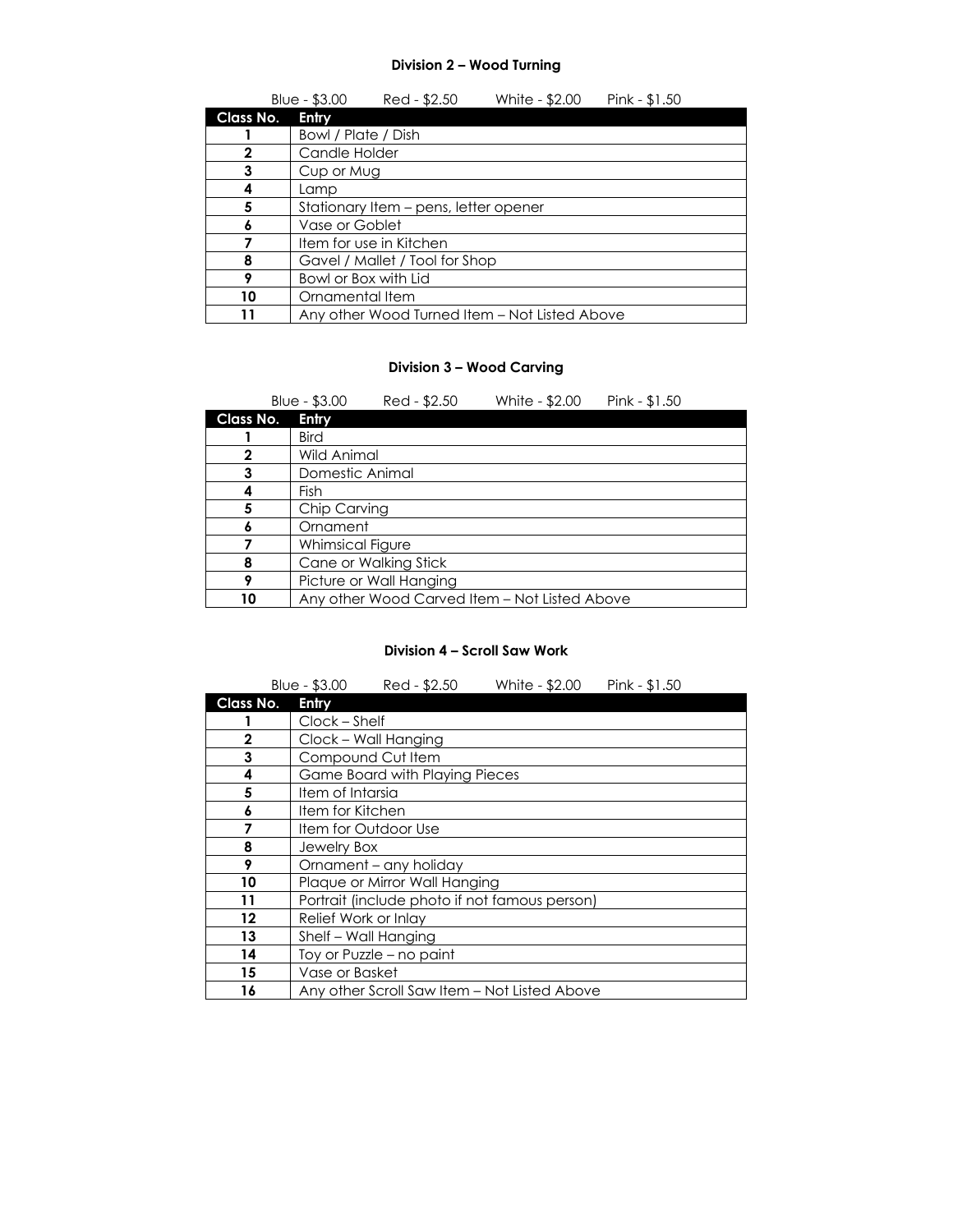### Division 2 – Wood Turning

Blue - $3.00 Red - $2.50 White - $2.00 Pink - $1.50

| Class No. | Entry |
|---|---|
| 1 | Bowl / Plate / Dish |
| 2 | Candle Holder |
| 3 | Cup or Mug |
| 4 | Lamp |
| 5 | Stationary Item – pens, letter opener |
| 6 | Vase or Goblet |
| 7 | Item for use in Kitchen |
| 8 | Gavel / Mallet / Tool for Shop |
| 9 | Bowl or Box with Lid |
| 10 | Ornamental Item |
| 11 | Any other Wood Turned Item – Not Listed Above |

### Division 3 – Wood Carving

Blue - $3.00 Red - $2.50 White - $2.00 Pink - $1.50

| Class No. | Entry |
|---|---|
| 1 | Bird |
| 2 | Wild Animal |
| 3 | Domestic Animal |
| 4 | Fish |
| 5 | Chip Carving |
| 6 | Ornament |
| 7 | Whimsical Figure |
| 8 | Cane or Walking Stick |
| 9 | Picture or Wall Hanging |
| 10 | Any other Wood Carved Item – Not Listed Above |

### Division 4 – Scroll Saw Work

Blue - $3.00 Red - $2.50 White - $2.00 Pink - $1.50

| Class No. | Entry |
|---|---|
| 1 | Clock – Shelf |
| 2 | Clock – Wall Hanging |
| 3 | Compound Cut Item |
| 4 | Game Board with Playing Pieces |
| 5 | Item of Intarsia |
| 6 | Item for Kitchen |
| 7 | Item for Outdoor Use |
| 8 | Jewelry Box |
| 9 | Ornament – any holiday |
| 10 | Plaque or Mirror Wall Hanging |
| 11 | Portrait (include photo if not famous person) |
| 12 | Relief Work or Inlay |
| 13 | Shelf – Wall Hanging |
| 14 | Toy or Puzzle – no paint |
| 15 | Vase or Basket |
| 16 | Any other Scroll Saw Item – Not Listed Above |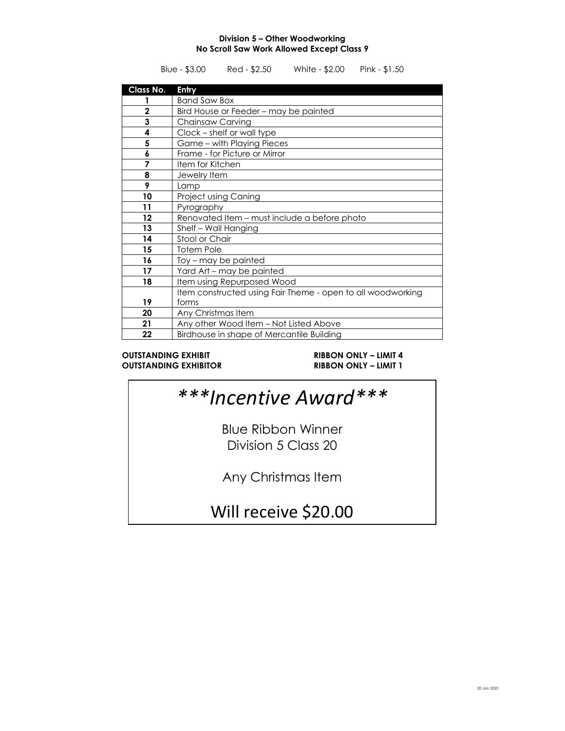**Division 5 – Other Woodworking**
**No Scroll Saw Work Allowed Except Class 9**

Blue - $3.00 Red - $2.50 White - $2.00 Pink - $1.50

| Class No. | Entry |
|---|---|
| 1 | Band Saw Box |
| 2 | Bird House or Feeder – may be painted |
| 3 | Chainsaw Carving |
| 4 | Clock – shelf or wall type |
| 5 | Game – with Playing Pieces |
| 6 | Frame - for Picture or Mirror |
| 7 | Item for Kitchen |
| 8 | Jewelry Item |
| 9 | Lamp |
| 10 | Project using Caning |
| 11 | Pyrography |
| 12 | Renovated Item – must include a before photo |
| 13 | Shelf – Wall Hanging |
| 14 | Stool or Chair |
| 15 | Totem Pole |
| 16 | Toy – may be painted |
| 17 | Yard Art – may be painted |
| 18 | Item using Repurposed Wood |
| 19 | Item constructed using Fair Theme - open to all woodworking forms |
| 20 | Any Christmas Item |
| 21 | Any other Wood Item – Not Listed Above |
| 22 | Birdhouse in shape of Mercantile Building |

**OUTSTANDING EXHIBIT** **RIBBON ONLY – LIMIT 4**
**OUTSTANDING EXHIBITOR** **RIBBON ONLY – LIMIT 1**

# *\*\*\*Incentive Award\*\*\**

Blue Ribbon Winner
Division 5 Class 20

Any Christmas Item

Will receive $20.00